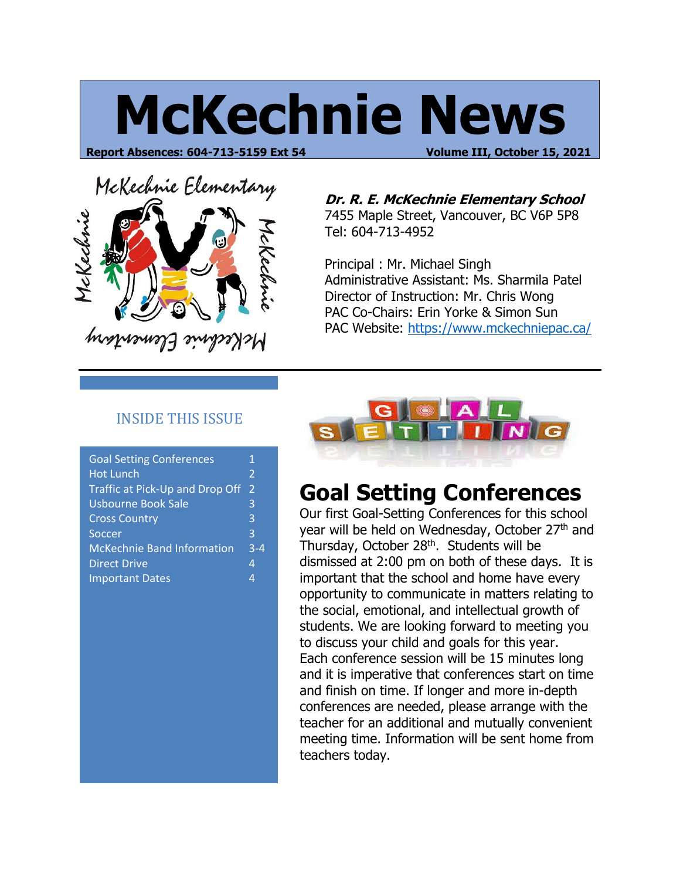# McKechnie News

**Report Absences: 604-713-5159 Ext 54** **Volume III, October 15, 2021**

***Dr. R. E. McKechnie Elementary School***
7455 Maple Street, Vancouver, BC V6P 5P8
Tel: 604-713-4952

Principal : Mr. Michael Singh
Administrative Assistant: Ms. Sharmila Patel
Director of Instruction: Mr. Chris Wong
PAC Co-Chairs: Erin Yorke & Simon Sun
PAC Website: https://www.mckechniepac.ca/

## INSIDE THIS ISSUE

| | |
|---|---|
| Goal Setting Conferences | 1 |
| Hot Lunch | 2 |
| Traffic at Pick-Up and Drop Off | 2 |
| Usbourne Book Sale | 3 |
| Cross Country | 3 |
| Soccer | 3 |
| McKechnie Band Information | 3-4 |
| Direct Drive | 4 |
| Important Dates | 4 |

## Goal Setting Conferences

Our first Goal-Setting Conferences for this school year will be held on Wednesday, October 27th and Thursday, October 28th. Students will be dismissed at 2:00 pm on both of these days. It is important that the school and home have every opportunity to communicate in matters relating to the social, emotional, and intellectual growth of students. We are looking forward to meeting you to discuss your child and goals for this year. Each conference session will be 15 minutes long and it is imperative that conferences start on time and finish on time. If longer and more in-depth conferences are needed, please arrange with the teacher for an additional and mutually convenient meeting time. Information will be sent home from teachers today.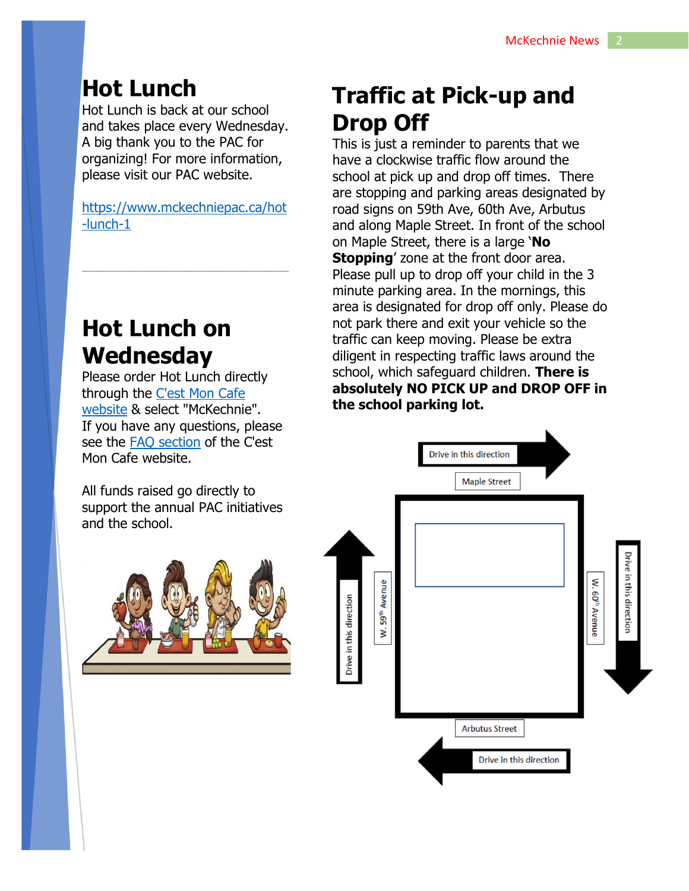# Hot Lunch

Hot Lunch is back at our school and takes place every Wednesday. A big thank you to the PAC for organizing! For more information, please visit our PAC website.

https://www.mckechniepac.ca/hot-lunch-1

---

# Hot Lunch on Wednesday

Please order Hot Lunch directly through the C'est Mon Cafe website & select "McKechnie". If you have any questions, please see the FAQ section of the C'est Mon Cafe website.

All funds raised go directly to support the annual PAC initiatives and the school.

# Traffic at Pick-up and Drop Off

This is just a reminder to parents that we have a clockwise traffic flow around the school at pick up and drop off times. There are stopping and parking areas designated by road signs on 59th Ave, 60th Ave, Arbutus and along Maple Street. In front of the school on Maple Street, there is a large '**No Stopping**' zone at the front door area. Please pull up to drop off your child in the 3 minute parking area. In the mornings, this area is designated for drop off only. Please do not park there and exit your vehicle so the traffic can keep moving. Please be extra diligent in respecting traffic laws around the school, which safeguard children. **There is absolutely NO PICK UP and DROP OFF in the school parking lot.**

Drive in this direction

Maple Street

Drive in this direction

W. 59th Avenue

W. 60th Avenue

Drive in this direction

Arbutus Street

Drive in this direction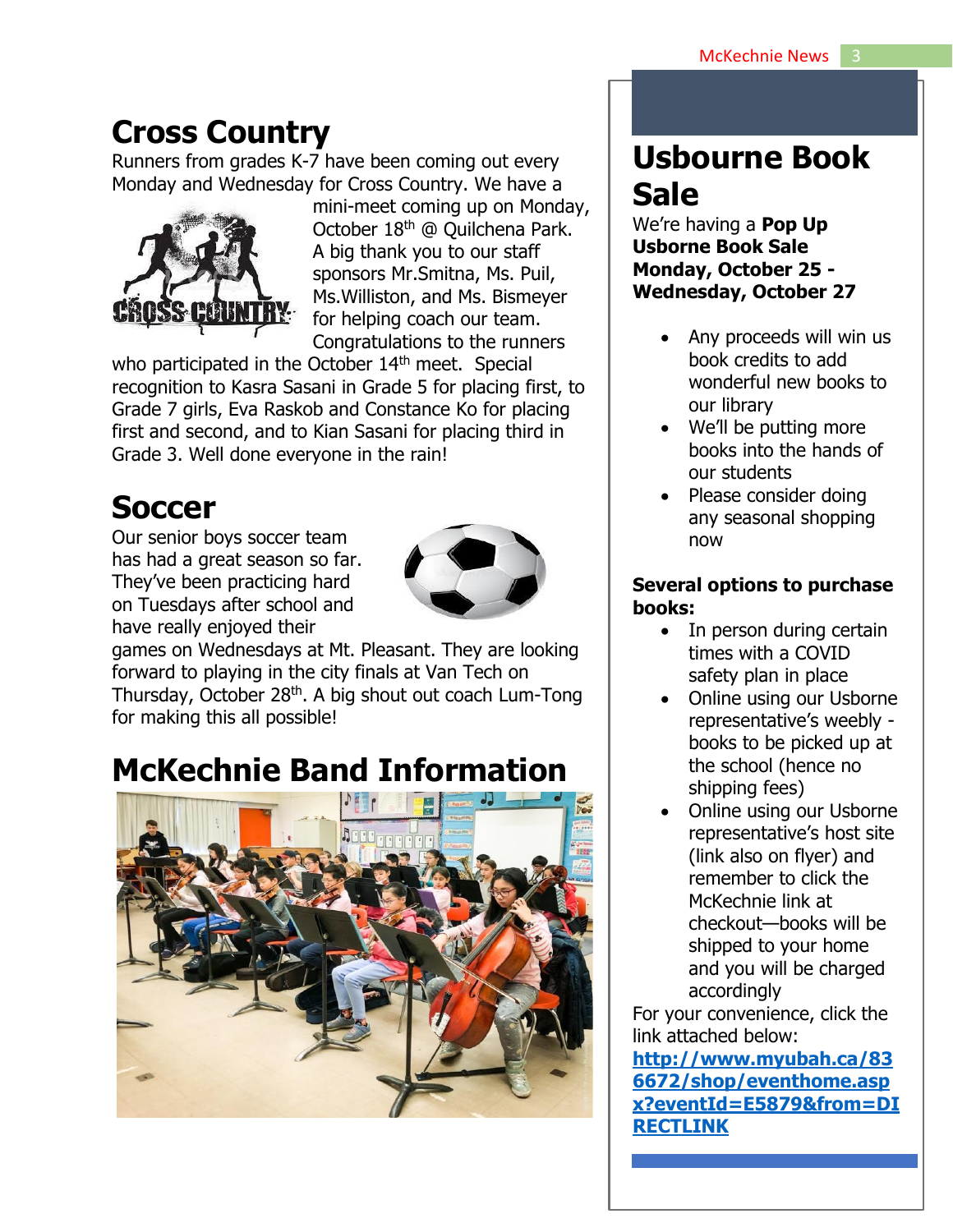## Cross Country

Runners from grades K-7 have been coming out every Monday and Wednesday for Cross Country. We have a mini-meet coming up on Monday, October 18th @ Quilchena Park. A big thank you to our staff sponsors Mr.Smitna, Ms. Puil, Ms.Williston, and Ms. Bismeyer for helping coach our team. Congratulations to the runners who participated in the October 14th meet. Special recognition to Kasra Sasani in Grade 5 for placing first, to Grade 7 girls, Eva Raskob and Constance Ko for placing first and second, and to Kian Sasani for placing third in Grade 3. Well done everyone in the rain!

## Soccer

Our senior boys soccer team has had a great season so far. They've been practicing hard on Tuesdays after school and have really enjoyed their games on Wednesdays at Mt. Pleasant. They are looking forward to playing in the city finals at Van Tech on Thursday, October 28th. A big shout out coach Lum-Tong for making this all possible!

## McKechnie Band Information

## Usbourne Book Sale

We're having a **Pop Up Usborne Book Sale Monday, October 25 - Wednesday, October 27**

- Any proceeds will win us book credits to add wonderful new books to our library
- We'll be putting more books into the hands of our students
- Please consider doing any seasonal shopping now

**Several options to purchase books:**

- In person during certain times with a COVID safety plan in place
- Online using our Usborne representative's weebly - books to be picked up at the school (hence no shipping fees)
- Online using our Usborne representative's host site (link also on flyer) and remember to click the McKechnie link at checkout—books will be shipped to your home and you will be charged accordingly

For your convenience, click the link attached below:

**http://www.myubah.ca/836672/shop/eventhome.aspx?eventId=E5879&from=DIRECTLINK**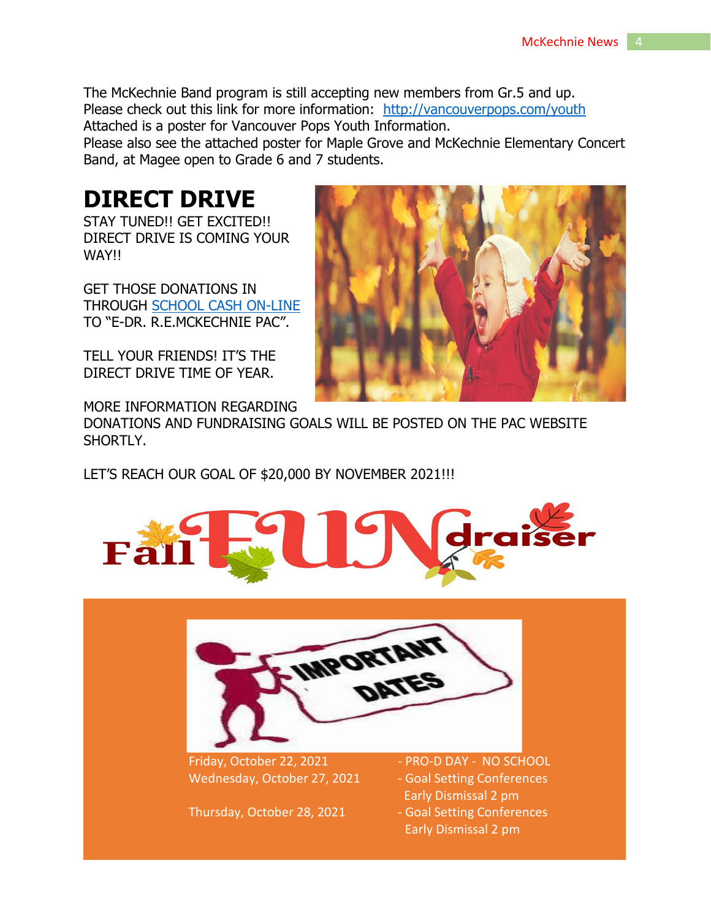The McKechnie Band program is still accepting new members from Gr.5 and up.
Please check out this link for more information: [http://vancouverpops.com/youth](http://vancouverpops.com/youth)
Attached is a poster for Vancouver Pops Youth Information.
Please also see the attached poster for Maple Grove and McKechnie Elementary Concert Band, at Magee open to Grade 6 and 7 students.

# DIRECT DRIVE

STAY TUNED!! GET EXCITED!!
DIRECT DRIVE IS COMING YOUR WAY!!

GET THOSE DONATIONS IN THROUGH SCHOOL CASH ON-LINE TO "E-DR. R.E.MCKECHNIE PAC".

TELL YOUR FRIENDS! IT'S THE DIRECT DRIVE TIME OF YEAR.

MORE INFORMATION REGARDING DONATIONS AND FUNDRAISING GOALS WILL BE POSTED ON THE PAC WEBSITE SHORTLY.

LET'S REACH OUR GOAL OF $20,000 BY NOVEMBER 2021!!!

Fall FUNdraiser

IMPORTANT DATES

| | |
|---|---|
| Friday, October 22, 2021 | - PRO-D DAY - NO SCHOOL |
| Wednesday, October 27, 2021 | - Goal Setting Conferences Early Dismissal 2 pm |
| Thursday, October 28, 2021 | - Goal Setting Conferences Early Dismissal 2 pm |